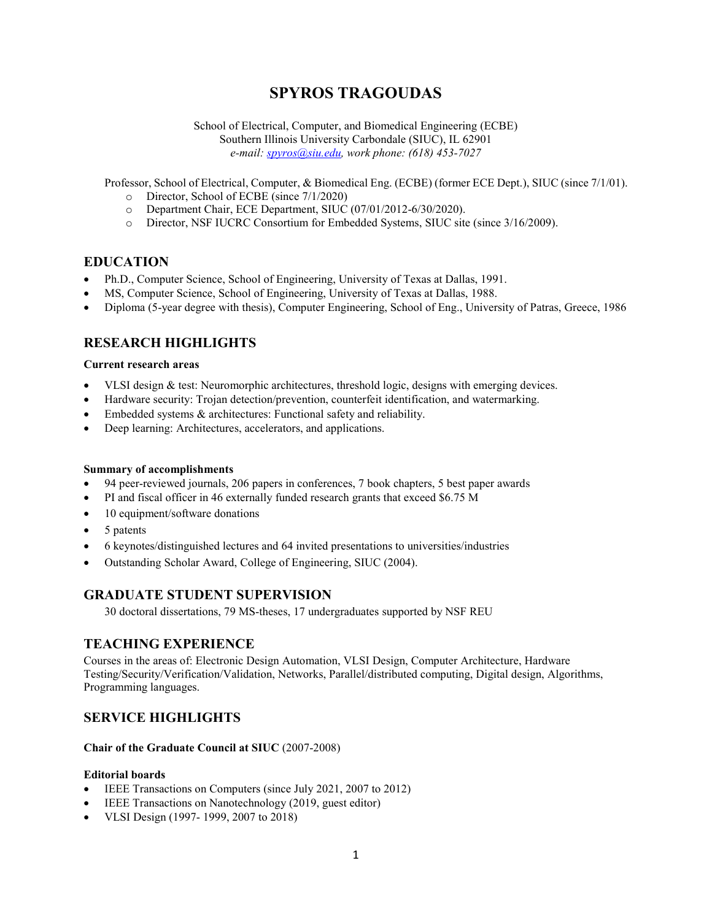# SPYROS TRAGOUDAS

School of Electrical, Computer, and Biomedical Engineering (ECBE)
Southern Illinois University Carbondale (SIUC), IL 62901
*e-mail: spyros@siu.edu, work phone: (618) 453-7027*

Professor, School of Electrical, Computer, & Biomedical Eng. (ECBE) (former ECE Dept.), SIUC (since 7/1/01).

- Director, School of ECBE (since 7/1/2020)
- Department Chair, ECE Department, SIUC (07/01/2012-6/30/2020).
- Director, NSF IUCRC Consortium for Embedded Systems, SIUC site (since 3/16/2009).

## EDUCATION

- Ph.D., Computer Science, School of Engineering, University of Texas at Dallas, 1991.
- MS, Computer Science, School of Engineering, University of Texas at Dallas, 1988.
- Diploma (5-year degree with thesis), Computer Engineering, School of Eng., University of Patras, Greece, 1986

## RESEARCH HIGHLIGHTS

**Current research areas**

- VLSI design & test: Neuromorphic architectures, threshold logic, designs with emerging devices.
- Hardware security: Trojan detection/prevention, counterfeit identification, and watermarking.
- Embedded systems & architectures: Functional safety and reliability.
- Deep learning: Architectures, accelerators, and applications.

**Summary of accomplishments**

- 94 peer-reviewed journals, 206 papers in conferences, 7 book chapters, 5 best paper awards
- PI and fiscal officer in 46 externally funded research grants that exceed $6.75 M
- 10 equipment/software donations
- 5 patents
- 6 keynotes/distinguished lectures and 64 invited presentations to universities/industries
- Outstanding Scholar Award, College of Engineering, SIUC (2004).

## GRADUATE STUDENT SUPERVISION

30 doctoral dissertations, 79 MS-theses, 17 undergraduates supported by NSF REU

## TEACHING EXPERIENCE

Courses in the areas of: Electronic Design Automation, VLSI Design, Computer Architecture, Hardware Testing/Security/Verification/Validation, Networks, Parallel/distributed computing, Digital design, Algorithms, Programming languages.

## SERVICE HIGHLIGHTS

**Chair of the Graduate Council at SIUC** (2007-2008)

**Editorial boards**

- IEEE Transactions on Computers (since July 2021, 2007 to 2012)
- IEEE Transactions on Nanotechnology (2019, guest editor)
- VLSI Design (1997- 1999, 2007 to 2018)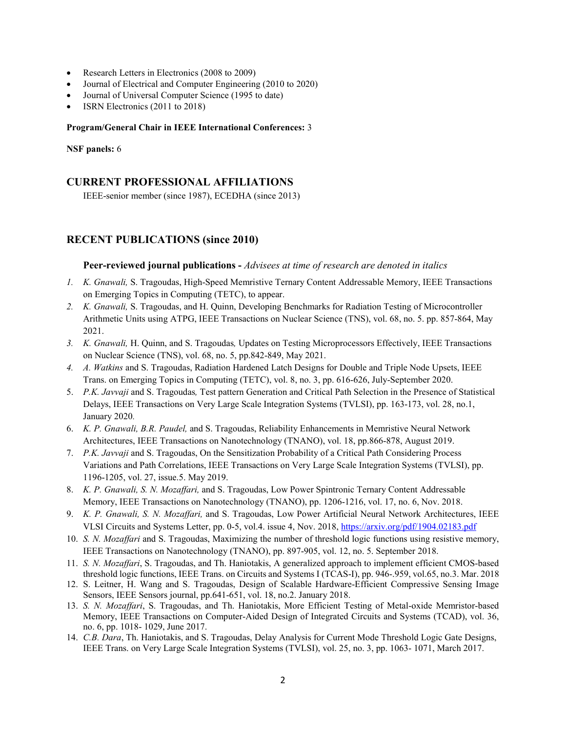- Research Letters in Electronics (2008 to 2009)
- Journal of Electrical and Computer Engineering (2010 to 2020)
- Journal of Universal Computer Science (1995 to date)
- ISRN Electronics (2011 to 2018)

**Program/General Chair in IEEE International Conferences:** 3

**NSF panels:** 6

## CURRENT PROFESSIONAL AFFILIATIONS

IEEE-senior member (since 1987), ECEDHA (since 2013)

## RECENT PUBLICATIONS (since 2010)

### Peer-reviewed journal publications - *Advisees at time of research are denoted in italics*

1. *K. Gnawali,* S. Tragoudas, High-Speed Memristive Ternary Content Addressable Memory, IEEE Transactions on Emerging Topics in Computing (TETC), to appear.
2. *K. Gnawali,* S. Tragoudas, and H. Quinn, Developing Benchmarks for Radiation Testing of Microcontroller Arithmetic Units using ATPG, IEEE Transactions on Nuclear Science (TNS), vol. 68, no. 5. pp. 857-864, May 2021.
3. *K. Gnawali,* H. Quinn, and S. Tragoudas*,* Updates on Testing Microprocessors Effectively, IEEE Transactions on Nuclear Science (TNS), vol. 68, no. 5, pp.842-849, May 2021.
4. *A. Watkins* and S. Tragoudas, Radiation Hardened Latch Designs for Double and Triple Node Upsets, IEEE Trans. on Emerging Topics in Computing (TETC), vol. 8, no. 3, pp. 616-626, July-September 2020.
5. *P.K. Javvaji* and S. Tragoudas*,* Test pattern Generation and Critical Path Selection in the Presence of Statistical Delays, IEEE Transactions on Very Large Scale Integration Systems (TVLSI), pp. 163-173, vol. 28, no.1, January 2020*.*
6. *K. P. Gnawali, B.R. Paudel,* and S. Tragoudas, Reliability Enhancements in Memristive Neural Network Architectures, IEEE Transactions on Nanotechnology (TNANO), vol. 18, pp.866-878, August 2019.
7. *P.K. Javvaji* and S. Tragoudas, On the Sensitization Probability of a Critical Path Considering Process Variations and Path Correlations, IEEE Transactions on Very Large Scale Integration Systems (TVLSI), pp. 1196-1205, vol. 27, issue.5. May 2019.
8. *K. P. Gnawali, S. N. Mozaffari,* and S. Tragoudas, Low Power Spintronic Ternary Content Addressable Memory, IEEE Transactions on Nanotechnology (TNANO), pp. 1206-1216, vol. 17, no. 6, Nov. 2018.
9. *K. P. Gnawali, S. N. Mozaffari,* and S. Tragoudas, Low Power Artificial Neural Network Architectures, IEEE VLSI Circuits and Systems Letter, pp. 0-5, vol.4. issue 4, Nov. 2018, https://arxiv.org/pdf/1904.02183.pdf
10. *S. N. Mozaffari* and S. Tragoudas, Maximizing the number of threshold logic functions using resistive memory, IEEE Transactions on Nanotechnology (TNANO), pp. 897-905, vol. 12, no. 5. September 2018.
11. *S. N. Mozaffari*, S. Tragoudas, and Th. Haniotakis, A generalized approach to implement efficient CMOS-based threshold logic functions, IEEE Trans. on Circuits and Systems I (TCAS-I), pp. 946-.959, vol.65, no.3. Mar. 2018
12. S. Leitner, H. Wang and S. Tragoudas, Design of Scalable Hardware-Efficient Compressive Sensing Image Sensors, IEEE Sensors journal, pp.641-651, vol. 18, no.2. January 2018.
13. *S. N. Mozaffari*, S. Tragoudas, and Th. Haniotakis, More Efficient Testing of Metal-oxide Memristor-based Memory, IEEE Transactions on Computer-Aided Design of Integrated Circuits and Systems (TCAD), vol. 36, no. 6, pp. 1018- 1029, June 2017.
14. *C.B. Dara*, Th. Haniotakis, and S. Tragoudas, Delay Analysis for Current Mode Threshold Logic Gate Designs, IEEE Trans. on Very Large Scale Integration Systems (TVLSI), vol. 25, no. 3, pp. 1063- 1071, March 2017.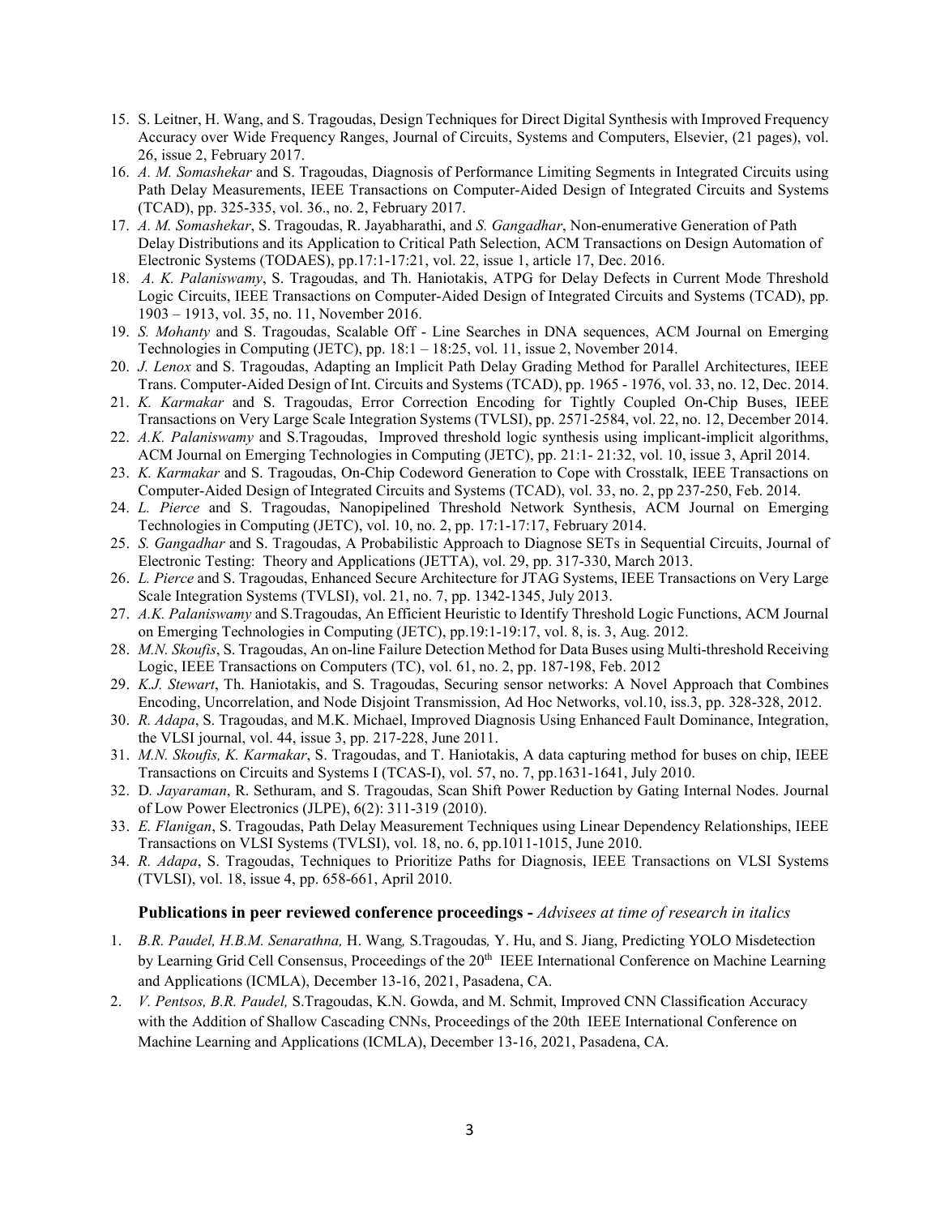15. S. Leitner, H. Wang, and S. Tragoudas, Design Techniques for Direct Digital Synthesis with Improved Frequency Accuracy over Wide Frequency Ranges, Journal of Circuits, Systems and Computers, Elsevier, (21 pages), vol. 26, issue 2, February 2017.
16. *A. M. Somashekar* and S. Tragoudas, Diagnosis of Performance Limiting Segments in Integrated Circuits using Path Delay Measurements, IEEE Transactions on Computer-Aided Design of Integrated Circuits and Systems (TCAD), pp. 325-335, vol. 36., no. 2, February 2017.
17. *A. M. Somashekar*, S. Tragoudas, R. Jayabharathi, and *S. Gangadhar*, Non-enumerative Generation of Path Delay Distributions and its Application to Critical Path Selection, ACM Transactions on Design Automation of Electronic Systems (TODAES), pp.17:1-17:21, vol. 22, issue 1, article 17, Dec. 2016.
18. *A. K. Palaniswamy*, S. Tragoudas, and Th. Haniotakis, ATPG for Delay Defects in Current Mode Threshold Logic Circuits, IEEE Transactions on Computer-Aided Design of Integrated Circuits and Systems (TCAD), pp. 1903 – 1913, vol. 35, no. 11, November 2016.
19. *S. Mohanty* and S. Tragoudas, Scalable Off - Line Searches in DNA sequences, ACM Journal on Emerging Technologies in Computing (JETC), pp. 18:1 – 18:25, vol. 11, issue 2, November 2014.
20. *J. Lenox* and S. Tragoudas, Adapting an Implicit Path Delay Grading Method for Parallel Architectures, IEEE Trans. Computer-Aided Design of Int. Circuits and Systems (TCAD), pp. 1965 - 1976, vol. 33, no. 12, Dec. 2014.
21. *K. Karmakar* and S. Tragoudas, Error Correction Encoding for Tightly Coupled On-Chip Buses, IEEE Transactions on Very Large Scale Integration Systems (TVLSI), pp. 2571-2584, vol. 22, no. 12, December 2014.
22. *A.K. Palaniswamy* and S.Tragoudas, Improved threshold logic synthesis using implicant-implicit algorithms, ACM Journal on Emerging Technologies in Computing (JETC), pp. 21:1- 21:32, vol. 10, issue 3, April 2014.
23. *K. Karmakar* and S. Tragoudas, On-Chip Codeword Generation to Cope with Crosstalk, IEEE Transactions on Computer-Aided Design of Integrated Circuits and Systems (TCAD), vol. 33, no. 2, pp 237-250, Feb. 2014.
24. *L. Pierce* and S. Tragoudas, Nanopipelined Threshold Network Synthesis, ACM Journal on Emerging Technologies in Computing (JETC), vol. 10, no. 2, pp. 17:1-17:17, February 2014.
25. *S. Gangadhar* and S. Tragoudas, A Probabilistic Approach to Diagnose SETs in Sequential Circuits, Journal of Electronic Testing: Theory and Applications (JETTA), vol. 29, pp. 317-330, March 2013.
26. *L. Pierce* and S. Tragoudas, Enhanced Secure Architecture for JTAG Systems, IEEE Transactions on Very Large Scale Integration Systems (TVLSI), vol. 21, no. 7, pp. 1342-1345, July 2013.
27. *A.K. Palaniswamy* and S.Tragoudas, An Efficient Heuristic to Identify Threshold Logic Functions, ACM Journal on Emerging Technologies in Computing (JETC), pp.19:1-19:17, vol. 8, is. 3, Aug. 2012.
28. *M.N. Skoufis*, S. Tragoudas, An on-line Failure Detection Method for Data Buses using Multi-threshold Receiving Logic, IEEE Transactions on Computers (TC), vol. 61, no. 2, pp. 187-198, Feb. 2012
29. *K.J. Stewart*, Th. Haniotakis, and S. Tragoudas, Securing sensor networks: A Novel Approach that Combines Encoding, Uncorrelation, and Node Disjoint Transmission, Ad Hoc Networks, vol.10, iss.3, pp. 328-328, 2012.
30. *R. Adapa*, S. Tragoudas, and M.K. Michael, Improved Diagnosis Using Enhanced Fault Dominance, Integration, the VLSI journal, vol. 44, issue 3, pp. 217-228, June 2011.
31. *M.N. Skoufis, K. Karmakar*, S. Tragoudas, and T. Haniotakis, A data capturing method for buses on chip, IEEE Transactions on Circuits and Systems I (TCAS-I), vol. 57, no. 7, pp.1631-1641, July 2010.
32. D*. Jayaraman*, R. Sethuram, and S. Tragoudas, Scan Shift Power Reduction by Gating Internal Nodes. Journal of Low Power Electronics (JLPE), 6(2): 311-319 (2010).
33. *E. Flanigan*, S. Tragoudas, Path Delay Measurement Techniques using Linear Dependency Relationships, IEEE Transactions on VLSI Systems (TVLSI), vol. 18, no. 6, pp.1011-1015, June 2010.
34. *R. Adapa*, S. Tragoudas, Techniques to Prioritize Paths for Diagnosis, IEEE Transactions on VLSI Systems (TVLSI), vol. 18, issue 4, pp. 658-661, April 2010.

### **Publications in peer reviewed conference proceedings -** *Advisees at time of research in italics*

1. *B.R. Paudel, H.B.M. Senarathna,* H. Wang*,* S.Tragoudas*,* Y. Hu, and S. Jiang, Predicting YOLO Misdetection by Learning Grid Cell Consensus, Proceedings of the 20th IEEE International Conference on Machine Learning and Applications (ICMLA), December 13-16, 2021, Pasadena, CA.
2. *V. Pentsos, B.R. Paudel,* S.Tragoudas, K.N. Gowda, and M. Schmit, Improved CNN Classification Accuracy with the Addition of Shallow Cascading CNNs, Proceedings of the 20th IEEE International Conference on Machine Learning and Applications (ICMLA), December 13-16, 2021, Pasadena, CA.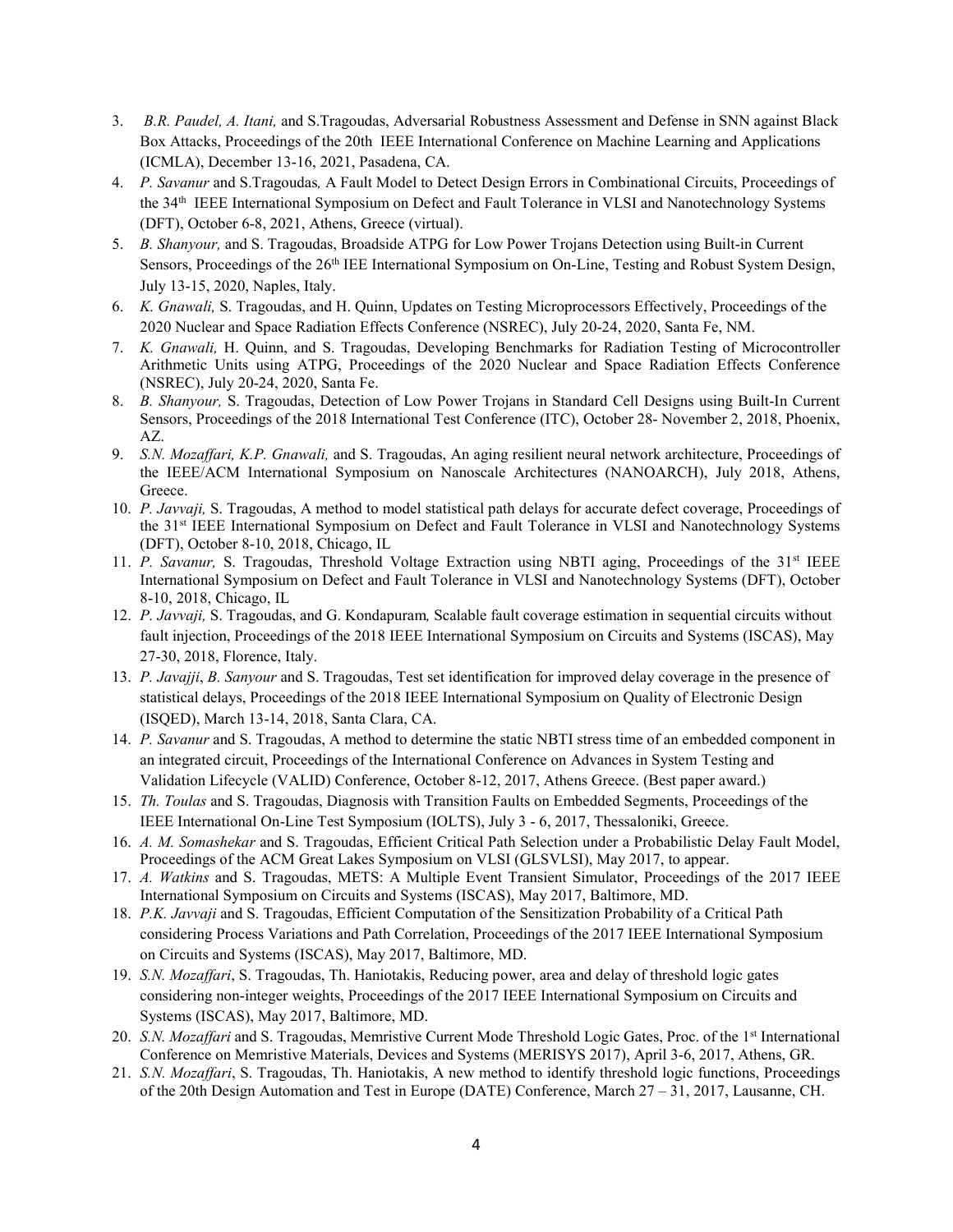3. *B.R. Paudel, A. Itani,* and S.Tragoudas, Adversarial Robustness Assessment and Defense in SNN against Black Box Attacks, Proceedings of the 20th IEEE International Conference on Machine Learning and Applications (ICMLA), December 13-16, 2021, Pasadena, CA.
4. *P. Savanur* and S.Tragoudas*,* A Fault Model to Detect Design Errors in Combinational Circuits, Proceedings of the 34th IEEE International Symposium on Defect and Fault Tolerance in VLSI and Nanotechnology Systems (DFT), October 6-8, 2021, Athens, Greece (virtual).
5. *B. Shanyour,* and S. Tragoudas, Broadside ATPG for Low Power Trojans Detection using Built-in Current Sensors, Proceedings of the 26th IEE International Symposium on On-Line, Testing and Robust System Design, July 13-15, 2020, Naples, Italy.
6. *K. Gnawali,* S. Tragoudas, and H. Quinn, Updates on Testing Microprocessors Effectively, Proceedings of the 2020 Nuclear and Space Radiation Effects Conference (NSREC), July 20-24, 2020, Santa Fe, NM.
7. *K. Gnawali,* H. Quinn, and S. Tragoudas, Developing Benchmarks for Radiation Testing of Microcontroller Arithmetic Units using ATPG, Proceedings of the 2020 Nuclear and Space Radiation Effects Conference (NSREC), July 20-24, 2020, Santa Fe.
8. *B. Shanyour,* S. Tragoudas, Detection of Low Power Trojans in Standard Cell Designs using Built-In Current Sensors, Proceedings of the 2018 International Test Conference (ITC), October 28- November 2, 2018, Phoenix, AZ.
9. *S.N. Mozaffari, K.P. Gnawali,* and S. Tragoudas, An aging resilient neural network architecture, Proceedings of the IEEE/ACM International Symposium on Nanoscale Architectures (NANOARCH), July 2018, Athens, Greece.
10. *P. Javvaji,* S. Tragoudas, A method to model statistical path delays for accurate defect coverage, Proceedings of the 31st IEEE International Symposium on Defect and Fault Tolerance in VLSI and Nanotechnology Systems (DFT), October 8-10, 2018, Chicago, IL
11. *P. Savanur,* S. Tragoudas, Threshold Voltage Extraction using NBTI aging, Proceedings of the 31st IEEE International Symposium on Defect and Fault Tolerance in VLSI and Nanotechnology Systems (DFT), October 8-10, 2018, Chicago, IL
12. *P. Javvaji,* S. Tragoudas, and G. Kondapuram*,* Scalable fault coverage estimation in sequential circuits without fault injection, Proceedings of the 2018 IEEE International Symposium on Circuits and Systems (ISCAS), May 27-30, 2018, Florence, Italy.
13. *P. Javajji*, *B. Sanyour* and S. Tragoudas, Test set identification for improved delay coverage in the presence of statistical delays, Proceedings of the 2018 IEEE International Symposium on Quality of Electronic Design (ISQED), March 13-14, 2018, Santa Clara, CA.
14. *P. Savanur* and S. Tragoudas, A method to determine the static NBTI stress time of an embedded component in an integrated circuit, Proceedings of the International Conference on Advances in System Testing and Validation Lifecycle (VALID) Conference, October 8-12, 2017, Athens Greece. (Best paper award.)
15. *Th. Toulas* and S. Tragoudas, Diagnosis with Transition Faults on Embedded Segments, Proceedings of the IEEE International On-Line Test Symposium (IOLTS), July 3 - 6, 2017, Thessaloniki, Greece.
16. *A. M. Somashekar* and S. Tragoudas, Efficient Critical Path Selection under a Probabilistic Delay Fault Model, Proceedings of the ACM Great Lakes Symposium on VLSI (GLSVLSI), May 2017, to appear.
17. *A. Watkins* and S. Tragoudas, METS: A Multiple Event Transient Simulator, Proceedings of the 2017 IEEE International Symposium on Circuits and Systems (ISCAS), May 2017, Baltimore, MD.
18. *P.K. Javvaji* and S. Tragoudas, Efficient Computation of the Sensitization Probability of a Critical Path considering Process Variations and Path Correlation, Proceedings of the 2017 IEEE International Symposium on Circuits and Systems (ISCAS), May 2017, Baltimore, MD.
19. *S.N. Mozaffari*, S. Tragoudas, Th. Haniotakis, Reducing power, area and delay of threshold logic gates considering non-integer weights, Proceedings of the 2017 IEEE International Symposium on Circuits and Systems (ISCAS), May 2017, Baltimore, MD.
20. *S.N. Mozaffari* and S. Tragoudas, Memristive Current Mode Threshold Logic Gates, Proc. of the 1st International Conference on Memristive Materials, Devices and Systems (MERISYS 2017), April 3-6, 2017, Athens, GR.
21. *S.N. Mozaffari*, S. Tragoudas, Th. Haniotakis, A new method to identify threshold logic functions, Proceedings of the 20th Design Automation and Test in Europe (DATE) Conference, March 27 – 31, 2017, Lausanne, CH.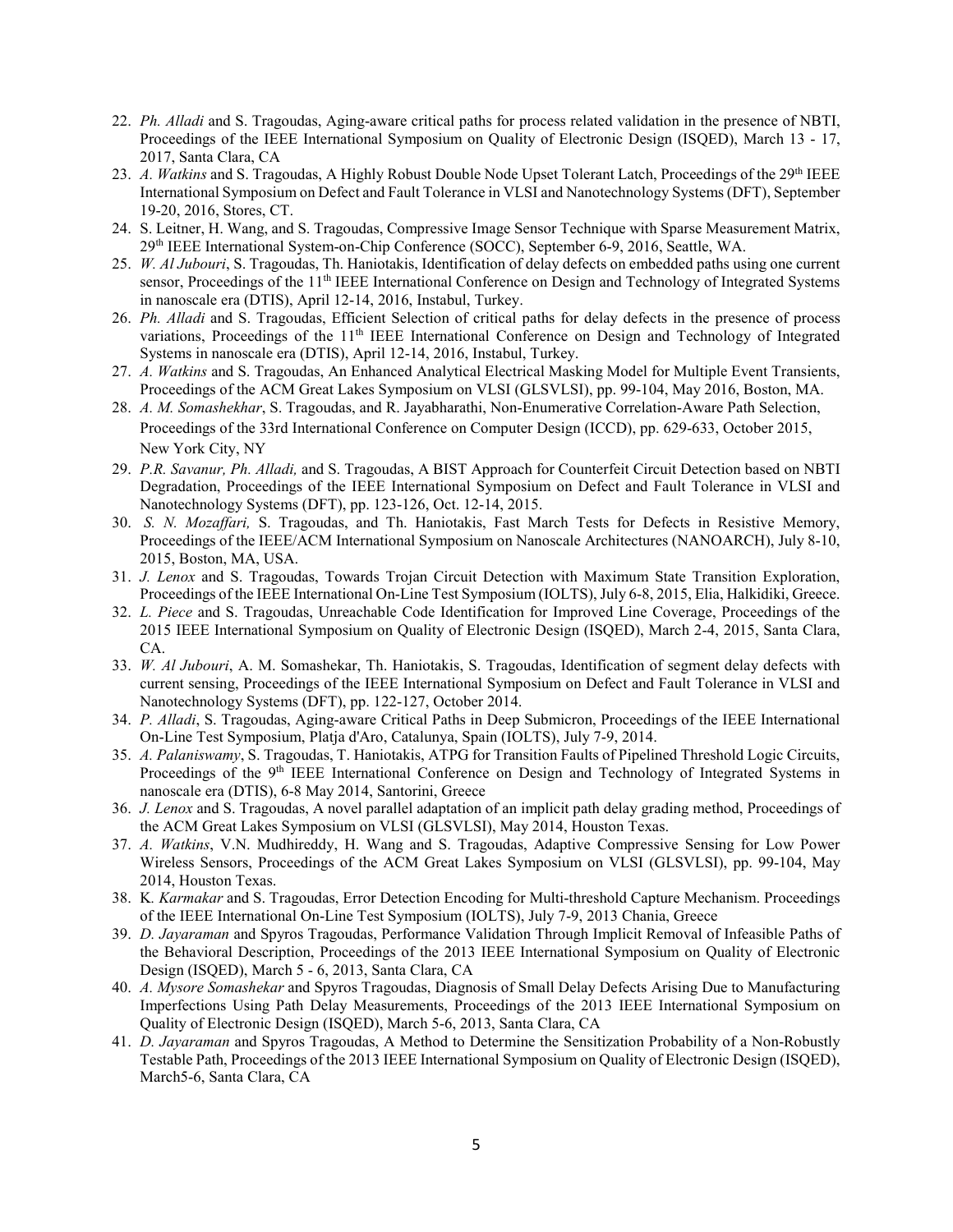22. *Ph. Alladi* and S. Tragoudas, Aging-aware critical paths for process related validation in the presence of NBTI, Proceedings of the IEEE International Symposium on Quality of Electronic Design (ISQED), March 13 - 17, 2017, Santa Clara, CA
23. *A. Watkins* and S. Tragoudas, A Highly Robust Double Node Upset Tolerant Latch, Proceedings of the 29th IEEE International Symposium on Defect and Fault Tolerance in VLSI and Nanotechnology Systems (DFT), September 19-20, 2016, Stores, CT.
24. S. Leitner, H. Wang, and S. Tragoudas, Compressive Image Sensor Technique with Sparse Measurement Matrix, 29th IEEE International System-on-Chip Conference (SOCC), September 6-9, 2016, Seattle, WA.
25. *W. Al Jubouri*, S. Tragoudas, Th. Haniotakis, Identification of delay defects on embedded paths using one current sensor, Proceedings of the 11th IEEE International Conference on Design and Technology of Integrated Systems in nanoscale era (DTIS), April 12-14, 2016, Instabul, Turkey.
26. *Ph. Alladi* and S. Tragoudas, Efficient Selection of critical paths for delay defects in the presence of process variations, Proceedings of the 11th IEEE International Conference on Design and Technology of Integrated Systems in nanoscale era (DTIS), April 12-14, 2016, Instabul, Turkey.
27. *A. Watkins* and S. Tragoudas, An Enhanced Analytical Electrical Masking Model for Multiple Event Transients, Proceedings of the ACM Great Lakes Symposium on VLSI (GLSVLSI), pp. 99-104, May 2016, Boston, MA.
28. *A. M. Somashekhar*, S. Tragoudas, and R. Jayabharathi, Non-Enumerative Correlation-Aware Path Selection, Proceedings of the 33rd International Conference on Computer Design (ICCD), pp. 629-633, October 2015, New York City, NY
29. *P.R. Savanur, Ph. Alladi,* and S. Tragoudas, A BIST Approach for Counterfeit Circuit Detection based on NBTI Degradation, Proceedings of the IEEE International Symposium on Defect and Fault Tolerance in VLSI and Nanotechnology Systems (DFT), pp. 123-126, Oct. 12-14, 2015.
30. *S. N. Mozaffari,* S. Tragoudas, and Th. Haniotakis, Fast March Tests for Defects in Resistive Memory, Proceedings of the IEEE/ACM International Symposium on Nanoscale Architectures (NANOARCH), July 8-10, 2015, Boston, MA, USA.
31. *J. Lenox* and S. Tragoudas, Towards Trojan Circuit Detection with Maximum State Transition Exploration, Proceedings of the IEEE International On-Line Test Symposium (IOLTS), July 6-8, 2015, Elia, Halkidiki, Greece.
32. *L. Piece* and S. Tragoudas, Unreachable Code Identification for Improved Line Coverage, Proceedings of the 2015 IEEE International Symposium on Quality of Electronic Design (ISQED), March 2-4, 2015, Santa Clara, CA.
33. *W. Al Jubouri*, A. M. Somashekar, Th. Haniotakis, S. Tragoudas, Identification of segment delay defects with current sensing, Proceedings of the IEEE International Symposium on Defect and Fault Tolerance in VLSI and Nanotechnology Systems (DFT), pp. 122-127, October 2014.
34. *P. Alladi*, S. Tragoudas, Aging-aware Critical Paths in Deep Submicron, Proceedings of the IEEE International On-Line Test Symposium, Platja d'Aro, Catalunya, Spain (IOLTS), July 7-9, 2014.
35. *A. Palaniswamy*, S. Tragoudas, T. Haniotakis, ATPG for Transition Faults of Pipelined Threshold Logic Circuits, Proceedings of the 9th IEEE International Conference on Design and Technology of Integrated Systems in nanoscale era (DTIS), 6-8 May 2014, Santorini, Greece
36. *J. Lenox* and S. Tragoudas, A novel parallel adaptation of an implicit path delay grading method, Proceedings of the ACM Great Lakes Symposium on VLSI (GLSVLSI), May 2014, Houston Texas.
37. *A. Watkins*, V.N. Mudhireddy, H. Wang and S. Tragoudas, Adaptive Compressive Sensing for Low Power Wireless Sensors, Proceedings of the ACM Great Lakes Symposium on VLSI (GLSVLSI), pp. 99-104, May 2014, Houston Texas.
38. K. *Karmakar* and S. Tragoudas, Error Detection Encoding for Multi-threshold Capture Mechanism. Proceedings of the IEEE International On-Line Test Symposium (IOLTS), July 7-9, 2013 Chania, Greece
39. *D. Jayaraman* and Spyros Tragoudas, Performance Validation Through Implicit Removal of Infeasible Paths of the Behavioral Description, Proceedings of the 2013 IEEE International Symposium on Quality of Electronic Design (ISQED), March 5 - 6, 2013, Santa Clara, CA
40. *A. Mysore Somashekar* and Spyros Tragoudas, Diagnosis of Small Delay Defects Arising Due to Manufacturing Imperfections Using Path Delay Measurements, Proceedings of the 2013 IEEE International Symposium on Quality of Electronic Design (ISQED), March 5-6, 2013, Santa Clara, CA
41. *D. Jayaraman* and Spyros Tragoudas, A Method to Determine the Sensitization Probability of a Non-Robustly Testable Path, Proceedings of the 2013 IEEE International Symposium on Quality of Electronic Design (ISQED), March5-6, Santa Clara, CA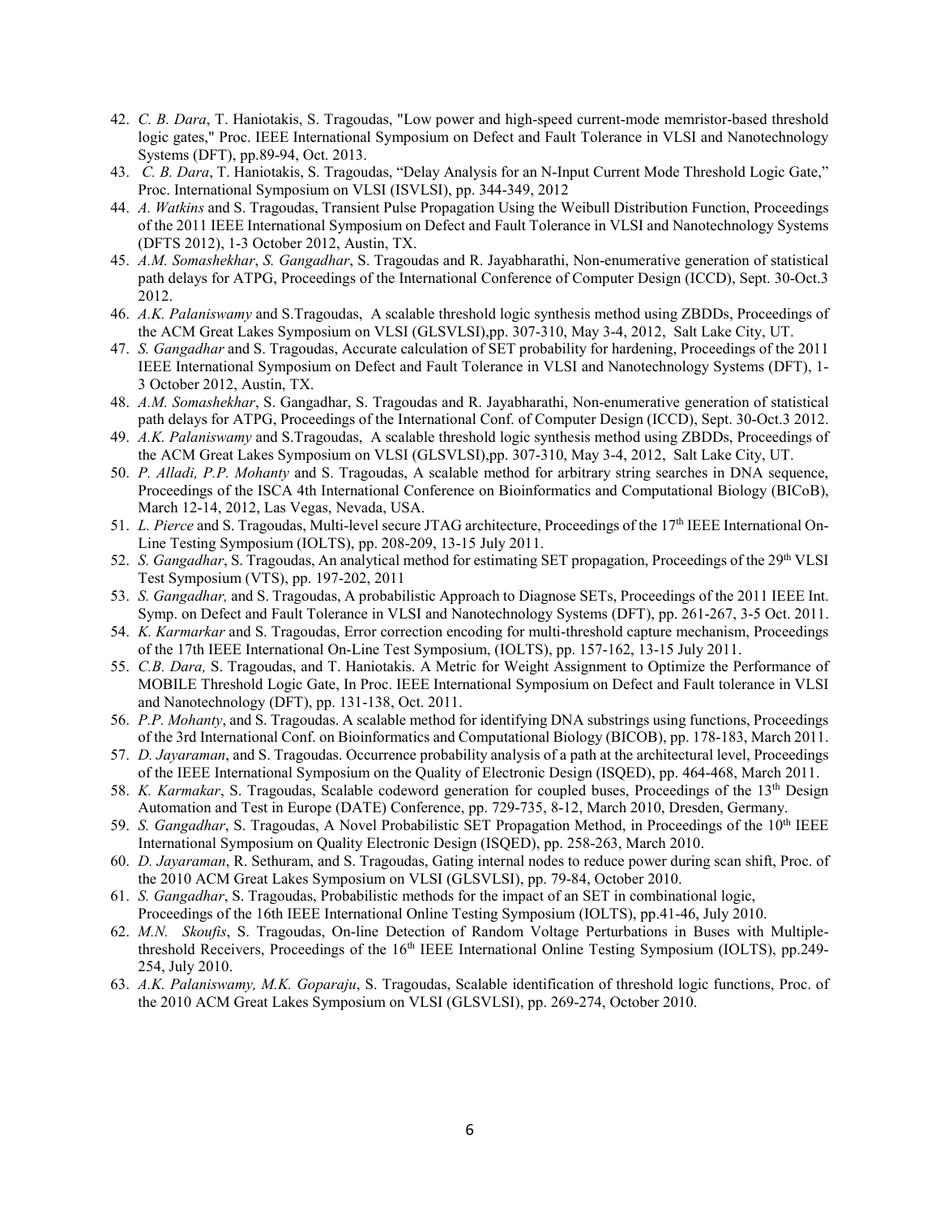42. *C. B. Dara*, T. Haniotakis, S. Tragoudas, "Low power and high-speed current-mode memristor-based threshold logic gates," Proc. IEEE International Symposium on Defect and Fault Tolerance in VLSI and Nanotechnology Systems (DFT), pp.89-94, Oct. 2013.
43. *C. B. Dara*, T. Haniotakis, S. Tragoudas, "Delay Analysis for an N-Input Current Mode Threshold Logic Gate," Proc. International Symposium on VLSI (ISVLSI), pp. 344-349, 2012
44. *A. Watkins* and S. Tragoudas, Transient Pulse Propagation Using the Weibull Distribution Function, Proceedings of the 2011 IEEE International Symposium on Defect and Fault Tolerance in VLSI and Nanotechnology Systems (DFTS 2012), 1-3 October 2012, Austin, TX.
45. *A.M. Somashekhar*, *S. Gangadhar*, S. Tragoudas and R. Jayabharathi, Non-enumerative generation of statistical path delays for ATPG, Proceedings of the International Conference of Computer Design (ICCD), Sept. 30-Oct.3 2012.
46. *A.K. Palaniswamy* and S.Tragoudas, A scalable threshold logic synthesis method using ZBDDs, Proceedings of the ACM Great Lakes Symposium on VLSI (GLSVLSI),pp. 307-310, May 3-4, 2012, Salt Lake City, UT.
47. *S. Gangadhar* and S. Tragoudas, Accurate calculation of SET probability for hardening, Proceedings of the 2011 IEEE International Symposium on Defect and Fault Tolerance in VLSI and Nanotechnology Systems (DFT), 1-3 October 2012, Austin, TX.
48. *A.M. Somashekhar*, S. Gangadhar, S. Tragoudas and R. Jayabharathi, Non-enumerative generation of statistical path delays for ATPG, Proceedings of the International Conf. of Computer Design (ICCD), Sept. 30-Oct.3 2012.
49. *A.K. Palaniswamy* and S.Tragoudas, A scalable threshold logic synthesis method using ZBDDs, Proceedings of the ACM Great Lakes Symposium on VLSI (GLSVLSI),pp. 307-310, May 3-4, 2012, Salt Lake City, UT.
50. *P. Alladi, P.P. Mohanty* and S. Tragoudas, A scalable method for arbitrary string searches in DNA sequence, Proceedings of the ISCA 4th International Conference on Bioinformatics and Computational Biology (BICoB), March 12-14, 2012, Las Vegas, Nevada, USA.
51. *L. Pierce* and S. Tragoudas, Multi-level secure JTAG architecture, Proceedings of the 17th IEEE International On-Line Testing Symposium (IOLTS), pp. 208-209, 13-15 July 2011.
52. *S. Gangadhar*, S. Tragoudas, An analytical method for estimating SET propagation, Proceedings of the 29th VLSI Test Symposium (VTS), pp. 197-202, 2011
53. *S. Gangadhar,* and S. Tragoudas, A probabilistic Approach to Diagnose SETs, Proceedings of the 2011 IEEE Int. Symp. on Defect and Fault Tolerance in VLSI and Nanotechnology Systems (DFT), pp. 261-267, 3-5 Oct. 2011.
54. *K. Karmarkar* and S. Tragoudas, Error correction encoding for multi-threshold capture mechanism, Proceedings of the 17th IEEE International On-Line Test Symposium, (IOLTS), pp. 157-162, 13-15 July 2011.
55. *C.B. Dara,* S. Tragoudas, and T. Haniotakis. A Metric for Weight Assignment to Optimize the Performance of MOBILE Threshold Logic Gate, In Proc. IEEE International Symposium on Defect and Fault tolerance in VLSI and Nanotechnology (DFT), pp. 131-138, Oct. 2011.
56. *P.P. Mohanty*, and S. Tragoudas. A scalable method for identifying DNA substrings using functions, Proceedings of the 3rd International Conf. on Bioinformatics and Computational Biology (BICOB), pp. 178-183, March 2011.
57. *D. Jayaraman*, and S. Tragoudas. Occurrence probability analysis of a path at the architectural level, Proceedings of the IEEE International Symposium on the Quality of Electronic Design (ISQED), pp. 464-468, March 2011.
58. *K. Karmakar*, S. Tragoudas, Scalable codeword generation for coupled buses, Proceedings of the 13th Design Automation and Test in Europe (DATE) Conference, pp. 729-735, 8-12, March 2010, Dresden, Germany.
59. *S. Gangadhar*, S. Tragoudas, A Novel Probabilistic SET Propagation Method, in Proceedings of the 10th IEEE International Symposium on Quality Electronic Design (ISQED), pp. 258-263, March 2010.
60. *D. Jayaraman*, R. Sethuram, and S. Tragoudas, Gating internal nodes to reduce power during scan shift, Proc. of the 2010 ACM Great Lakes Symposium on VLSI (GLSVLSI), pp. 79-84, October 2010.
61. *S. Gangadhar*, S. Tragoudas, Probabilistic methods for the impact of an SET in combinational logic, Proceedings of the 16th IEEE International Online Testing Symposium (IOLTS), pp.41-46, July 2010.
62. *M.N. Skoufis*, S. Tragoudas, On-line Detection of Random Voltage Perturbations in Buses with Multiple-threshold Receivers, Proceedings of the 16th IEEE International Online Testing Symposium (IOLTS), pp.249-254, July 2010.
63. *A.K. Palaniswamy, M.K. Goparaju*, S. Tragoudas, Scalable identification of threshold logic functions, Proc. of the 2010 ACM Great Lakes Symposium on VLSI (GLSVLSI), pp. 269-274, October 2010.